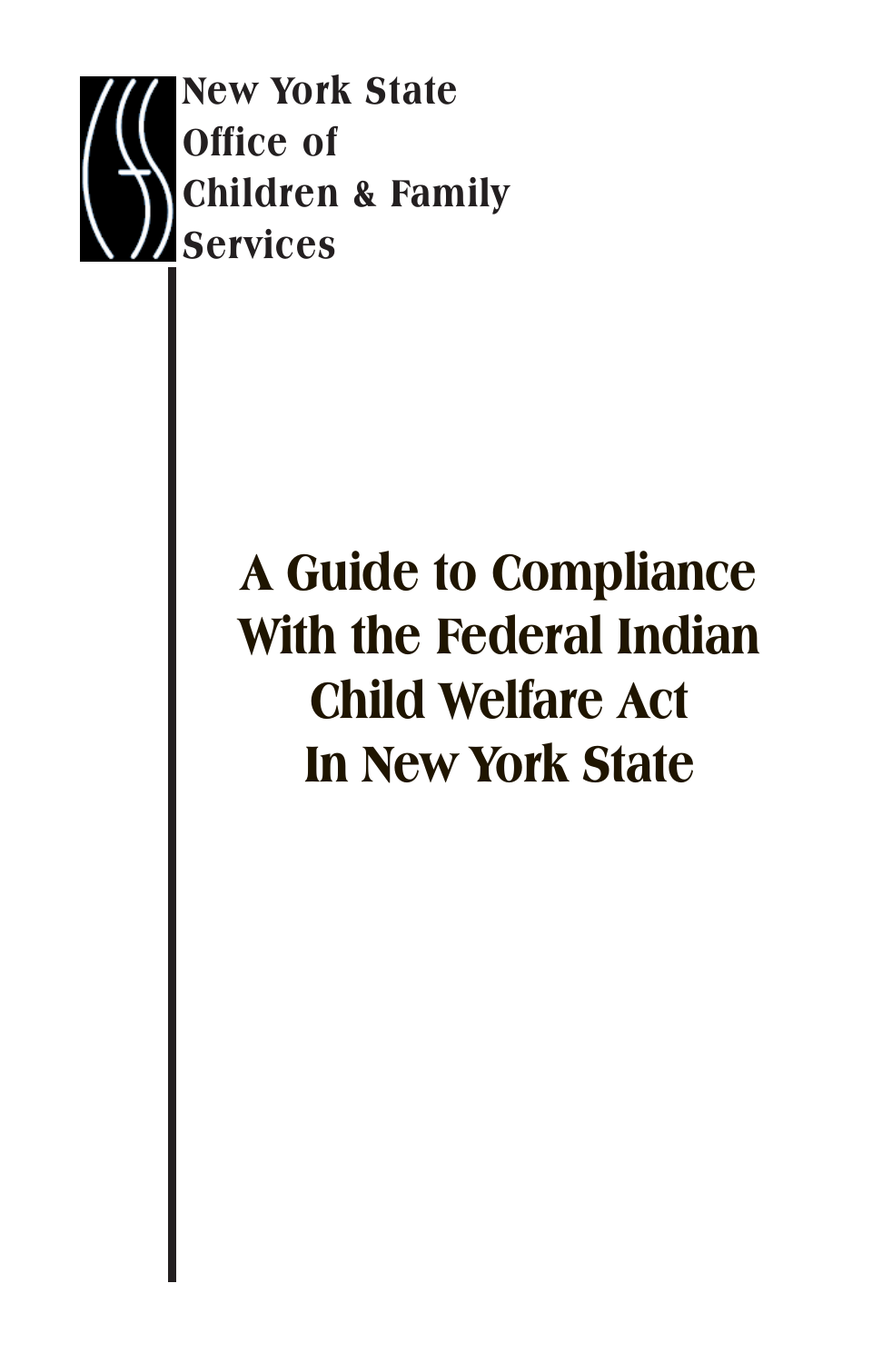**New York State**
**Office of**
**Children & Family**
**Services**

# A Guide to Compliance With the Federal Indian Child Welfare Act In New York State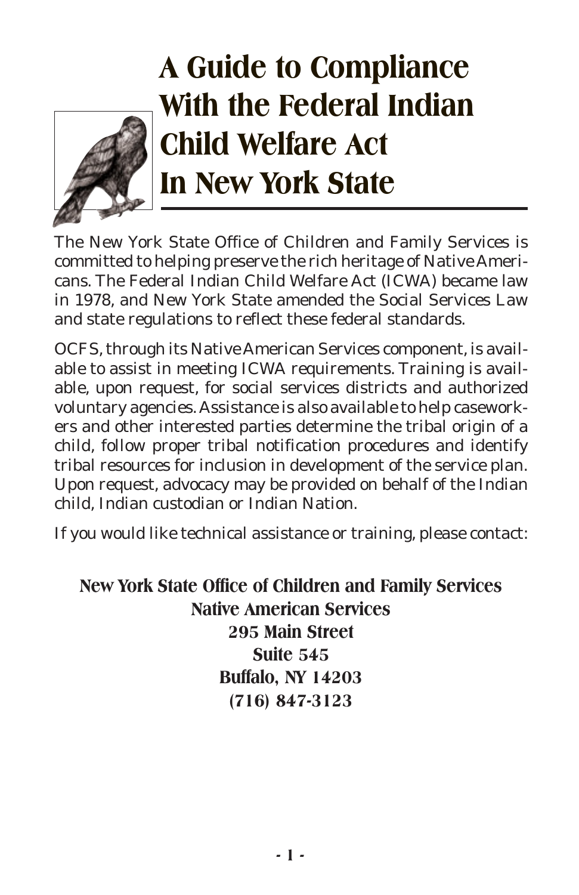# A Guide to Compliance With the Federal Indian Child Welfare Act In New York State

The New York State Office of Children and Family Services is committed to helping preserve the rich heritage of Native Americans. The Federal Indian Child Welfare Act (ICWA) became law in 1978, and New York State amended the Social Services Law and state regulations to reflect these federal standards.

OCFS, through its Native American Services component, is available to assist in meeting ICWA requirements. Training is available, upon request, for social services districts and authorized voluntary agencies. Assistance is also available to help caseworkers and other interested parties determine the tribal origin of a child, follow proper tribal notification procedures and identify tribal resources for inclusion in development of the service plan. Upon request, advocacy may be provided on behalf of the Indian child, Indian custodian or Indian Nation.

If you would like technical assistance or training, please contact:

**New York State Office of Children and Family Services**
**Native American Services**
**295 Main Street**
**Suite 545**
**Buffalo, NY 14203**
**(716) 847-3123**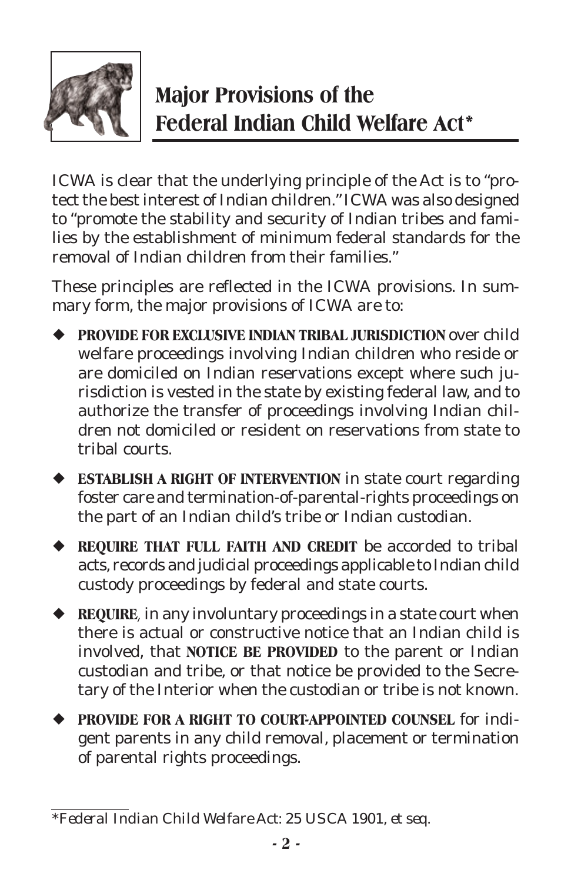# Major Provisions of the Federal Indian Child Welfare Act*

ICWA is clear that the underlying principle of the Act is to "protect the best interest of Indian children." ICWA was also designed to "promote the stability and security of Indian tribes and families by the establishment of minimum federal standards for the removal of Indian children from their families."

These principles are reflected in the ICWA provisions. In summary form, the major provisions of ICWA are to:

- **PROVIDE FOR EXCLUSIVE INDIAN TRIBAL JURISDICTION** over child welfare proceedings involving Indian children who reside or are domiciled on Indian reservations except where such jurisdiction is vested in the state by existing federal law, and to authorize the transfer of proceedings involving Indian children not domiciled or resident on reservations from state to tribal courts.
- **ESTABLISH A RIGHT OF INTERVENTION** in state court regarding foster care and termination-of-parental-rights proceedings on the part of an Indian child's tribe or Indian custodian.
- **REQUIRE THAT FULL FAITH AND CREDIT** be accorded to tribal acts, records and judicial proceedings applicable to Indian child custody proceedings by federal and state courts.
- **REQUIRE**, in any involuntary proceedings in a state court when there is actual or constructive notice that an Indian child is involved, that **NOTICE BE PROVIDED** to the parent or Indian custodian and tribe, or that notice be provided to the Secretary of the Interior when the custodian or tribe is not known.
- **PROVIDE FOR A RIGHT TO COURT-APPOINTED COUNSEL** for indigent parents in any child removal, placement or termination of parental rights proceedings.

---

*Federal Indian Child Welfare Act: 25 USCA 1901, *et seq.*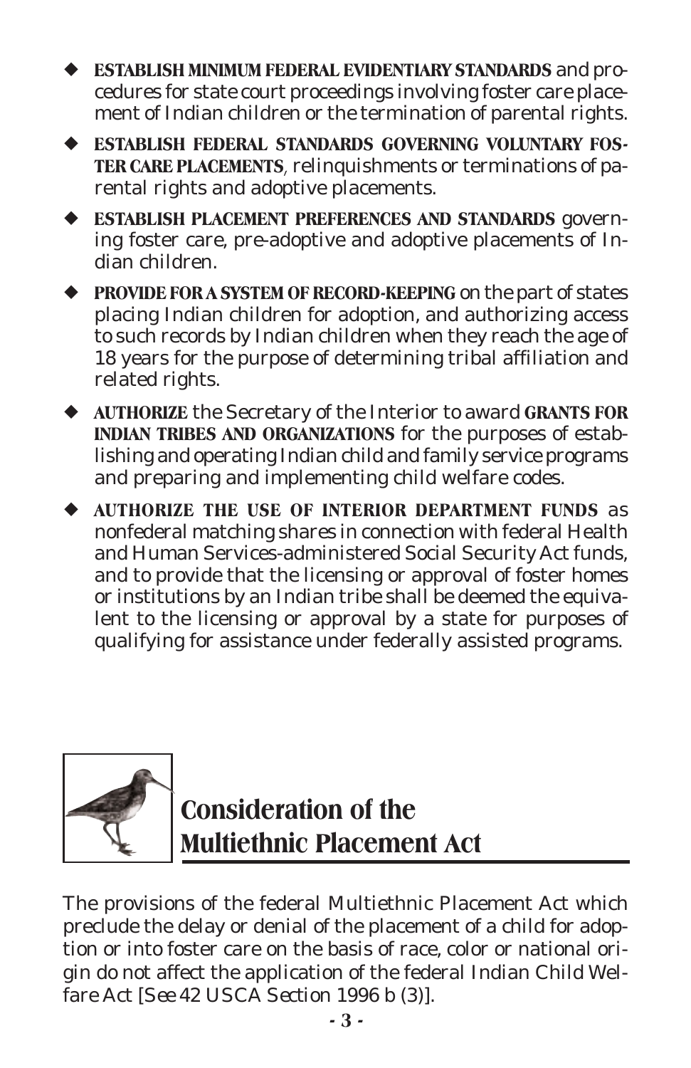- **ESTABLISH MINIMUM FEDERAL EVIDENTIARY STANDARDS** and procedures for state court proceedings involving foster care placement of Indian children or the termination of parental rights.
- **ESTABLISH FEDERAL STANDARDS GOVERNING VOLUNTARY FOSTER CARE PLACEMENTS**, relinquishments or terminations of parental rights and adoptive placements.
- **ESTABLISH PLACEMENT PREFERENCES AND STANDARDS** governing foster care, pre-adoptive and adoptive placements of Indian children.
- **PROVIDE FOR A SYSTEM OF RECORD-KEEPING** on the part of states placing Indian children for adoption, and authorizing access to such records by Indian children when they reach the age of 18 years for the purpose of determining tribal affiliation and related rights.
- **AUTHORIZE** the Secretary of the Interior to award **GRANTS FOR INDIAN TRIBES AND ORGANIZATIONS** for the purposes of establishing and operating Indian child and family service programs and preparing and implementing child welfare codes.
- **AUTHORIZE THE USE OF INTERIOR DEPARTMENT FUNDS** as nonfederal matching shares in connection with federal Health and Human Services-administered Social Security Act funds, and to provide that the licensing or approval of foster homes or institutions by an Indian tribe shall be deemed the equivalent to the licensing or approval by a state for purposes of qualifying for assistance under federally assisted programs.

## Consideration of the Multiethnic Placement Act

The provisions of the federal Multiethnic Placement Act which preclude the delay or denial of the placement of a child for adoption or into foster care on the basis of race, color or national origin do not affect the application of the federal Indian Child Welfare Act [*See* 42 USCA Section 1996 b (3)].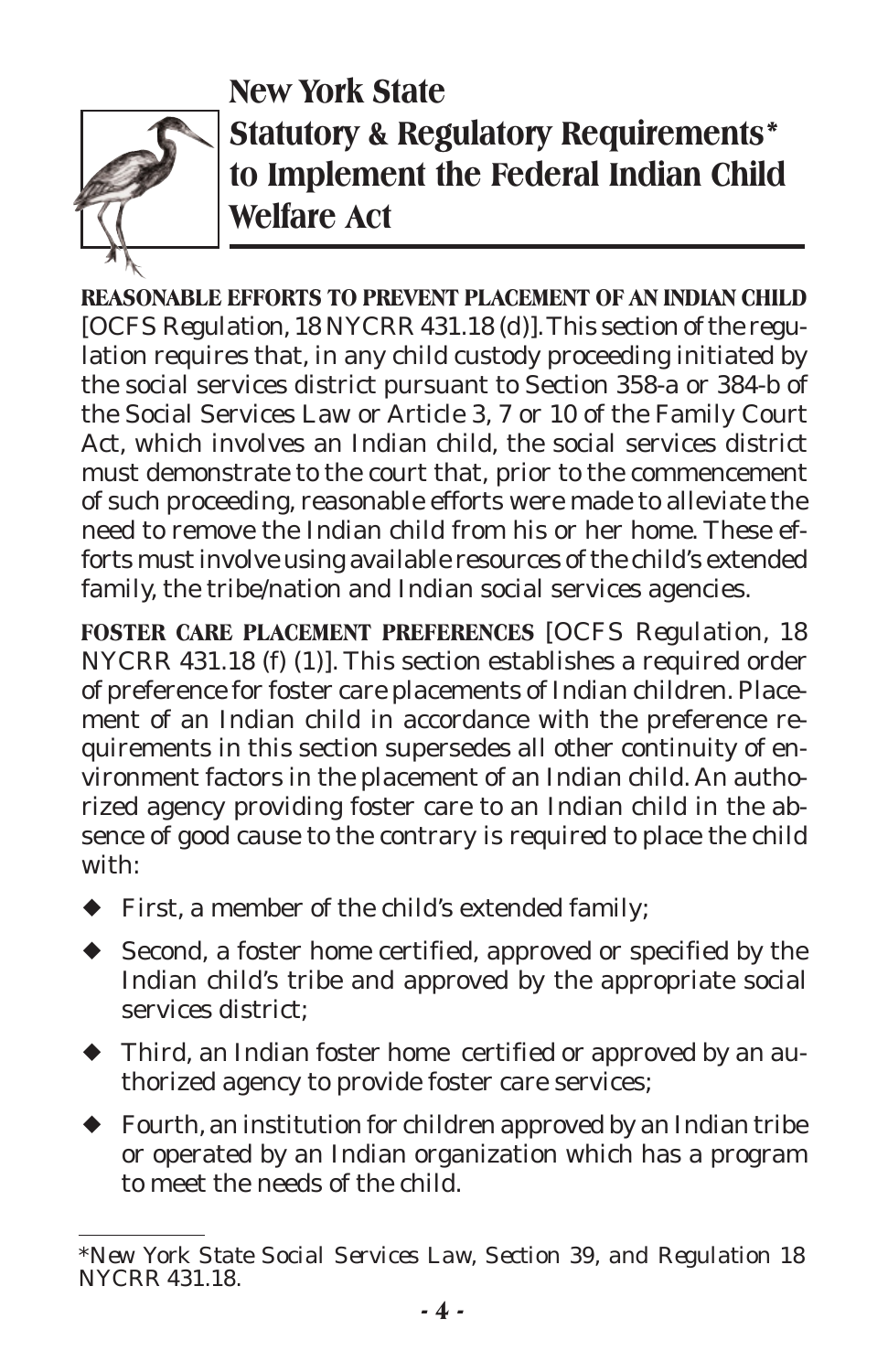# New York State Statutory & Regulatory Requirements* to Implement the Federal Indian Child Welfare Act

**REASONABLE EFFORTS TO PREVENT PLACEMENT OF AN INDIAN CHILD** [OCFS Regulation, 18 NYCRR 431.18 (d)]. This section of the regulation requires that, in any child custody proceeding initiated by the social services district pursuant to Section 358-a or 384-b of the Social Services Law or Article 3, 7 or 10 of the Family Court Act, which involves an Indian child, the social services district must demonstrate to the court that, prior to the commencement of such proceeding, reasonable efforts were made to alleviate the need to remove the Indian child from his or her home. These efforts must involve using available resources of the child's extended family, the tribe/nation and Indian social services agencies.

**FOSTER CARE PLACEMENT PREFERENCES** [OCFS Regulation, 18 NYCRR 431.18 (f) (1)]. This section establishes a required order of preference for foster care placements of Indian children. Placement of an Indian child in accordance with the preference requirements in this section supersedes all other continuity of environment factors in the placement of an Indian child. An authorized agency providing foster care to an Indian child in the absence of good cause to the contrary is required to place the child with:

- First, a member of the child's extended family;
- Second, a foster home certified, approved or specified by the Indian child's tribe and approved by the appropriate social services district;
- Third, an Indian foster home certified or approved by an authorized agency to provide foster care services;
- Fourth, an institution for children approved by an Indian tribe or operated by an Indian organization which has a program to meet the needs of the child.

---

*New York State Social Services Law, Section 39, and Regulation 18 NYCRR 431.18.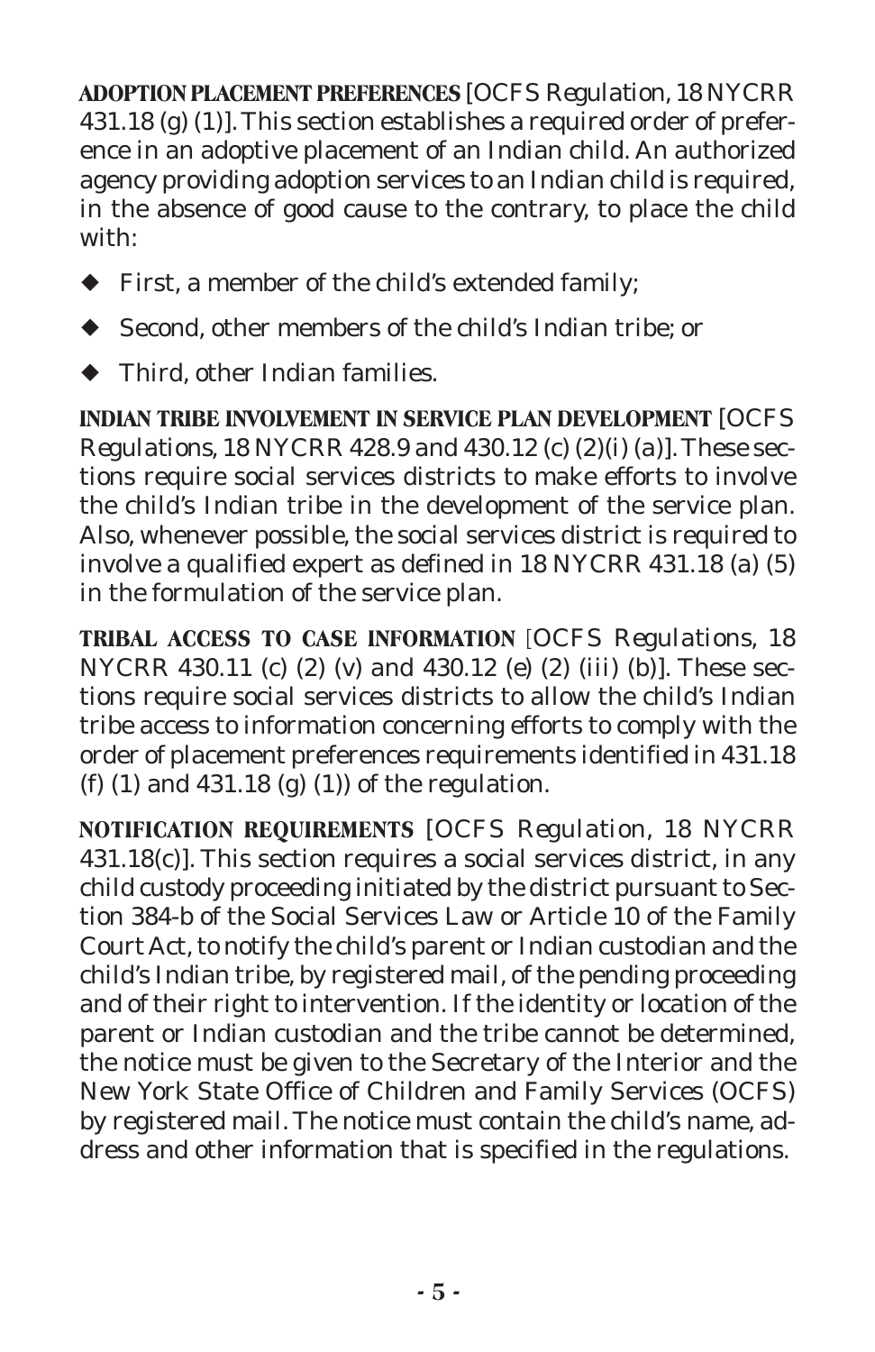**ADOPTION PLACEMENT PREFERENCES** [OCFS Regulation, 18 NYCRR 431.18 (g) (1)]. This section establishes a required order of preference in an adoptive placement of an Indian child. An authorized agency providing adoption services to an Indian child is required, in the absence of good cause to the contrary, to place the child with:

- First, a member of the child's extended family;
- Second, other members of the child's Indian tribe; or
- Third, other Indian families.

**INDIAN TRIBE INVOLVEMENT IN SERVICE PLAN DEVELOPMENT** [OCFS Regulations, 18 NYCRR 428.9 and 430.12 (c) (2)(i) (a)]. These sections require social services districts to make efforts to involve the child's Indian tribe in the development of the service plan. Also, whenever possible, the social services district is required to involve a qualified expert as defined in 18 NYCRR 431.18 (a) (5) in the formulation of the service plan.

**TRIBAL ACCESS TO CASE INFORMATION** [OCFS Regulations, 18 NYCRR 430.11 (c) (2) (v) and 430.12 (e) (2) (iii) (b)]. These sections require social services districts to allow the child's Indian tribe access to information concerning efforts to comply with the order of placement preferences requirements identified in 431.18 (f) (1) and 431.18 (g) (1)) of the regulation.

**NOTIFICATION REQUIREMENTS** [OCFS Regulation, 18 NYCRR 431.18(c)]. This section requires a social services district, in any child custody proceeding initiated by the district pursuant to Section 384-b of the Social Services Law or Article 10 of the Family Court Act, to notify the child's parent or Indian custodian and the child's Indian tribe, by registered mail, of the pending proceeding and of their right to intervention. If the identity or location of the parent or Indian custodian and the tribe cannot be determined, the notice must be given to the Secretary of the Interior and the New York State Office of Children and Family Services (OCFS) by registered mail. The notice must contain the child's name, address and other information that is specified in the regulations.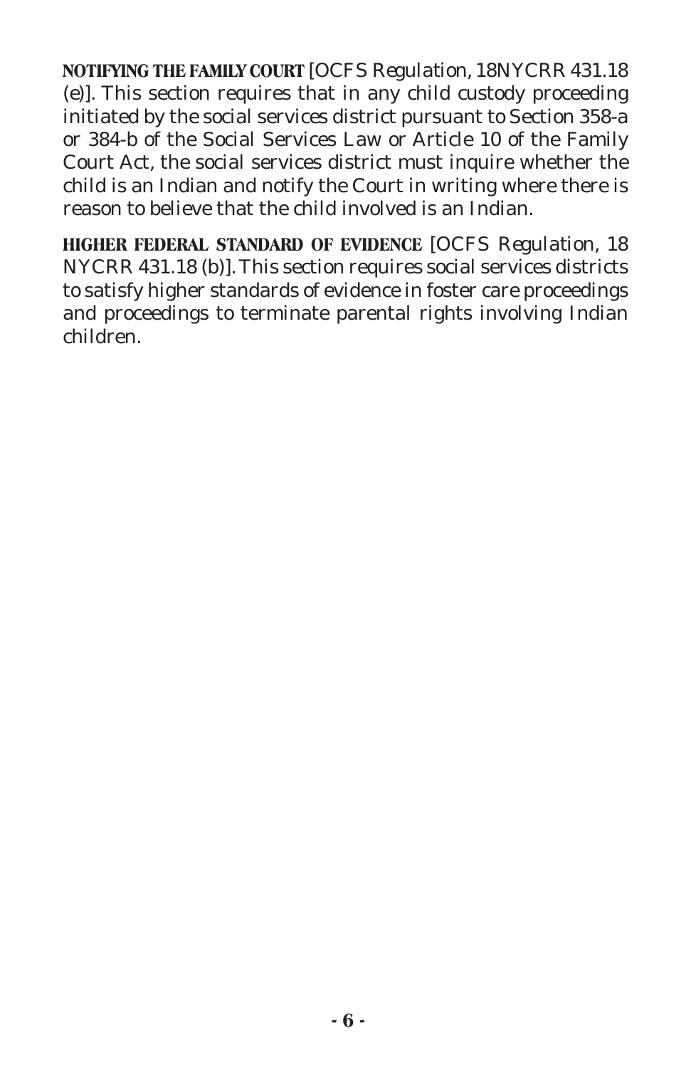**NOTIFYING THE FAMILY COURT** [OCFS Regulation, 18NYCRR 431.18 (e)]. This section requires that in any child custody proceeding initiated by the social services district pursuant to Section 358-a or 384-b of the Social Services Law or Article 10 of the Family Court Act, the social services district must inquire whether the child is an Indian and notify the Court in writing where there is reason to believe that the child involved is an Indian.

**HIGHER FEDERAL STANDARD OF EVIDENCE** [OCFS Regulation, 18 NYCRR 431.18 (b)]. This section requires social services districts to satisfy higher standards of evidence in foster care proceedings and proceedings to terminate parental rights involving Indian children.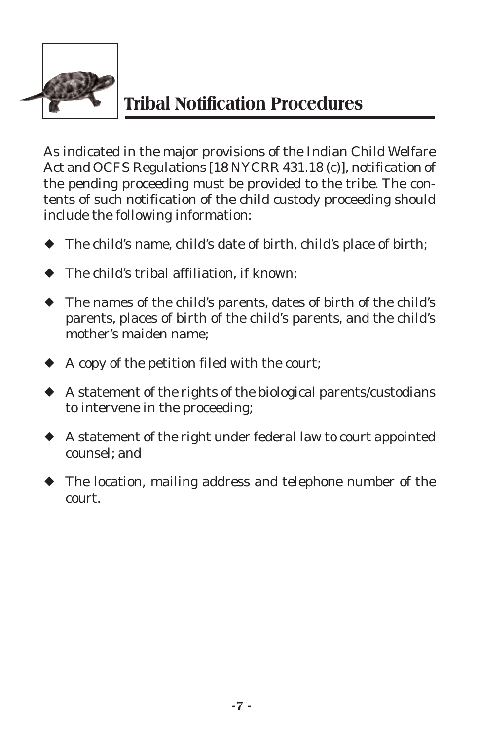# Tribal Notification Procedures

As indicated in the major provisions of the Indian Child Welfare Act and OCFS Regulations [18 NYCRR 431.18 (c)], notification of the pending proceeding must be provided to the tribe. The contents of such notification of the child custody proceeding should include the following information:

- The child's name, child's date of birth, child's place of birth;
- The child's tribal affiliation, if known;
- The names of the child's parents, dates of birth of the child's parents, places of birth of the child's parents, and the child's mother's maiden name;
- A copy of the petition filed with the court;
- A statement of the rights of the biological parents/custodians to intervene in the proceeding;
- A statement of the right under federal law to court appointed counsel; and
- The location, mailing address and telephone number of the court.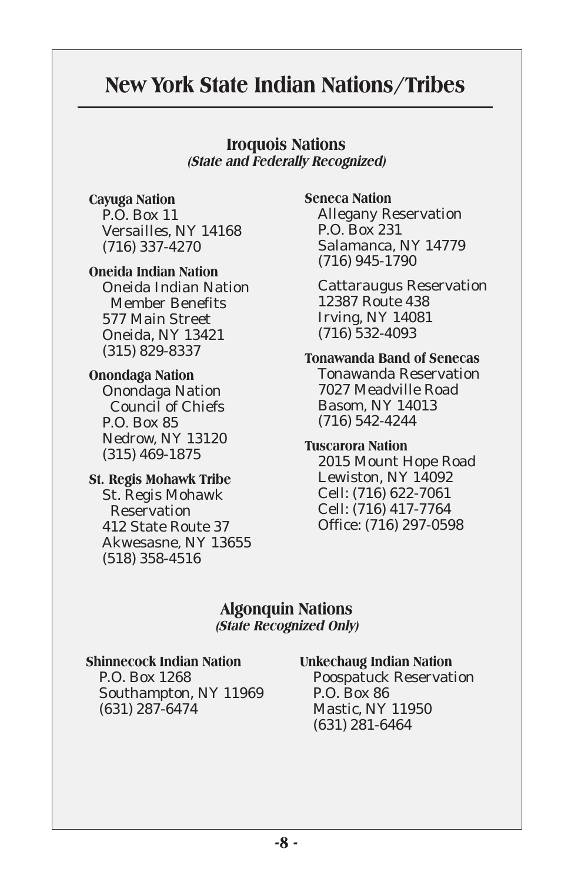# New York State Indian Nations/Tribes

## Iroquois Nations

***(State and Federally Recognized)***

**Cayuga Nation**
P.O. Box 11
Versailles, NY 14168
(716) 337-4270

**Oneida Indian Nation**
Oneida Indian Nation
Member Benefits
577 Main Street
Oneida, NY 13421
(315) 829-8337

**Onondaga Nation**
Onondaga Nation
Council of Chiefs
P.O. Box 85
Nedrow, NY 13120
(315) 469-1875

**St. Regis Mohawk Tribe**
St. Regis Mohawk
Reservation
412 State Route 37
Akwesasne, NY 13655
(518) 358-4516

**Seneca Nation**
Allegany Reservation
P.O. Box 231
Salamanca, NY 14779
(716) 945-1790

Cattaraugus Reservation
12387 Route 438
Irving, NY 14081
(716) 532-4093

**Tonawanda Band of Senecas**
Tonawanda Reservation
7027 Meadville Road
Basom, NY 14013
(716) 542-4244

**Tuscarora Nation**
2015 Mount Hope Road
Lewiston, NY 14092
Cell: (716) 622-7061
Cell: (716) 417-7764
Office: (716) 297-0598

## Algonquin Nations

***(State Recognized Only)***

**Shinnecock Indian Nation**
P.O. Box 1268
Southampton, NY 11969
(631) 287-6474

**Unkechaug Indian Nation**
Poospatuck Reservation
P.O. Box 86
Mastic, NY 11950
(631) 281-6464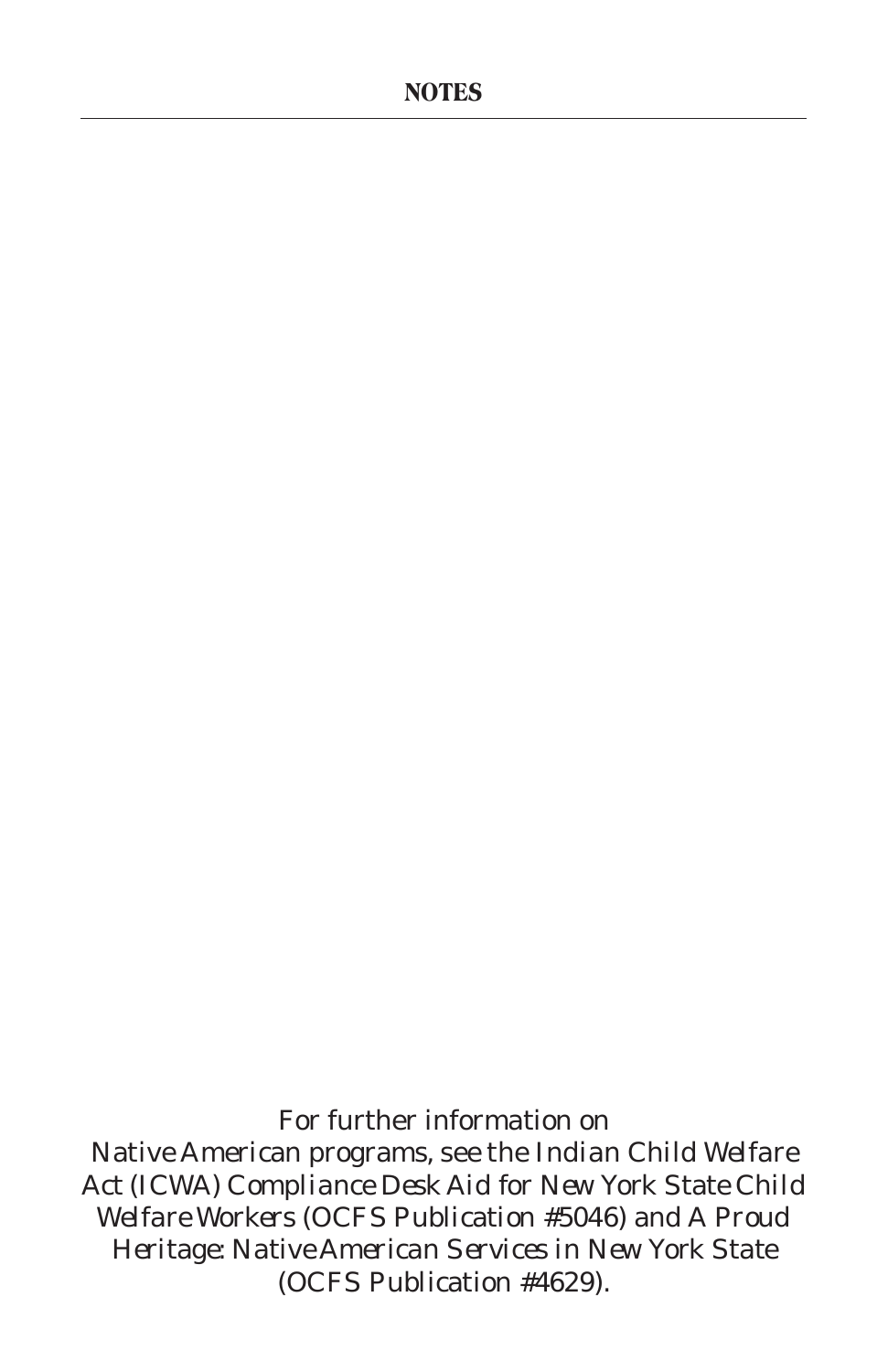## NOTES

*For further information on Native American programs, see the Indian Child Welfare Act (ICWA) Compliance Desk Aid for New York State Child Welfare Workers (OCFS Publication #5046) and A Proud Heritage: Native American Services in New York State (OCFS Publication #4629).*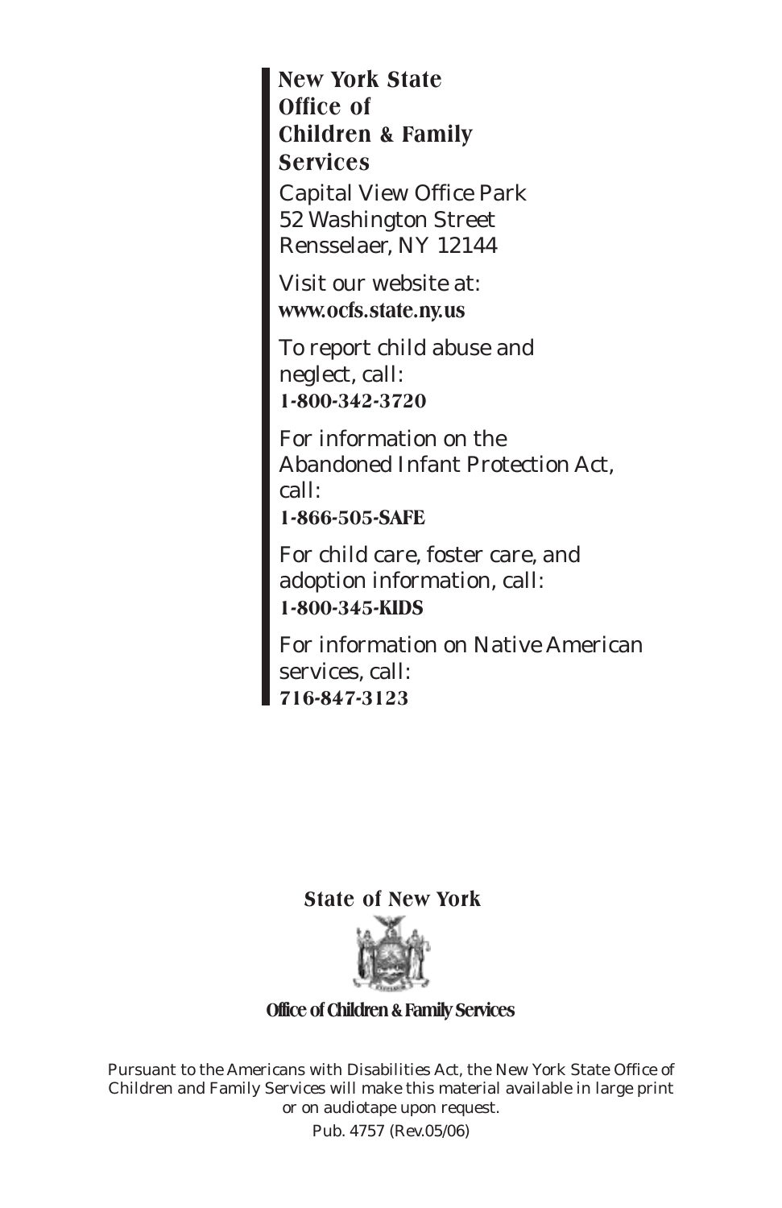**New York State Office of Children & Family Services**

Capital View Office Park
52 Washington Street
Rensselaer, NY 12144

Visit our website at:
**www.ocfs.state.ny.us**

To report child abuse and neglect, call:
**1-800-342-3720**

For information on the Abandoned Infant Protection Act, call:
**1-866-505-SAFE**

For child care, foster care, and adoption information, call:
**1-800-345-KIDS**

For information on Native American services, call:
**716-847-3123**

**State of New York**

**Office of Children & Family Services**

Pursuant to the Americans with Disabilities Act, the New York State Office of Children and Family Services will make this material available in large print or on audiotape upon request.

Pub. 4757 (Rev.05/06)